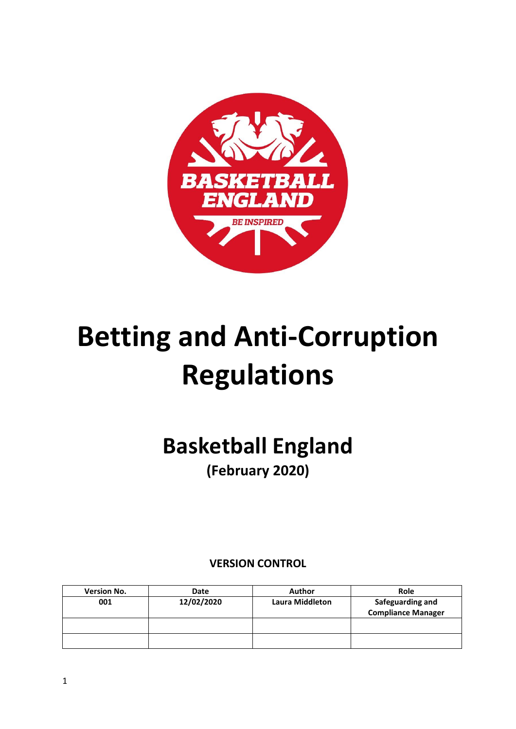# Betting and Anti-Corruption Regulations

## Basketball England

**(February 2020)**

**VERSION CONTROL**

| Version No. | Date | Author | Role |
|---|---|---|---|
| 001 | 12/02/2020 | Laura Middleton | Safeguarding and Compliance Manager |
| | | | |
| | | | |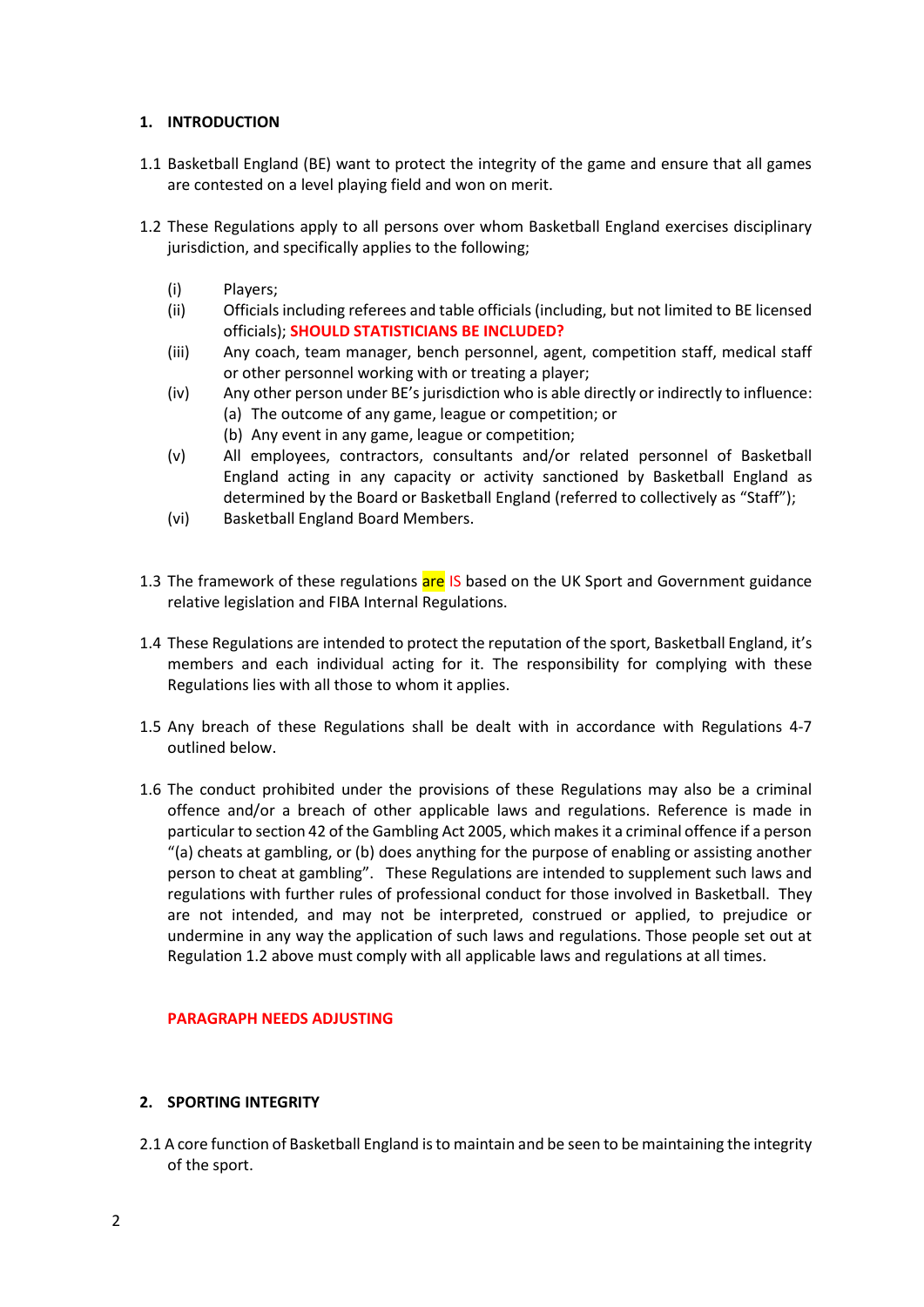## 1. INTRODUCTION

1.1 Basketball England (BE) want to protect the integrity of the game and ensure that all games are contested on a level playing field and won on merit.

1.2 These Regulations apply to all persons over whom Basketball England exercises disciplinary jurisdiction, and specifically applies to the following;

- (i) Players;
- (ii) Officials including referees and table officials (including, but not limited to BE licensed officials); **SHOULD STATISTICIANS BE INCLUDED?**
- (iii) Any coach, team manager, bench personnel, agent, competition staff, medical staff or other personnel working with or treating a player;
- (iv) Any other person under BE's jurisdiction who is able directly or indirectly to influence:
  - (a) The outcome of any game, league or competition; or
  - (b) Any event in any game, league or competition;
- (v) All employees, contractors, consultants and/or related personnel of Basketball England acting in any capacity or activity sanctioned by Basketball England as determined by the Board or Basketball England (referred to collectively as "Staff");
- (vi) Basketball England Board Members.

1.3 The framework of these regulations are IS based on the UK Sport and Government guidance relative legislation and FIBA Internal Regulations.

1.4 These Regulations are intended to protect the reputation of the sport, Basketball England, it's members and each individual acting for it. The responsibility for complying with these Regulations lies with all those to whom it applies.

1.5 Any breach of these Regulations shall be dealt with in accordance with Regulations 4-7 outlined below.

1.6 The conduct prohibited under the provisions of these Regulations may also be a criminal offence and/or a breach of other applicable laws and regulations. Reference is made in particular to section 42 of the Gambling Act 2005, which makes it a criminal offence if a person "(a) cheats at gambling, or (b) does anything for the purpose of enabling or assisting another person to cheat at gambling". These Regulations are intended to supplement such laws and regulations with further rules of professional conduct for those involved in Basketball. They are not intended, and may not be interpreted, construed or applied, to prejudice or undermine in any way the application of such laws and regulations. Those people set out at Regulation 1.2 above must comply with all applicable laws and regulations at all times.

**PARAGRAPH NEEDS ADJUSTING**

## 2. SPORTING INTEGRITY

2.1 A core function of Basketball England is to maintain and be seen to be maintaining the integrity of the sport.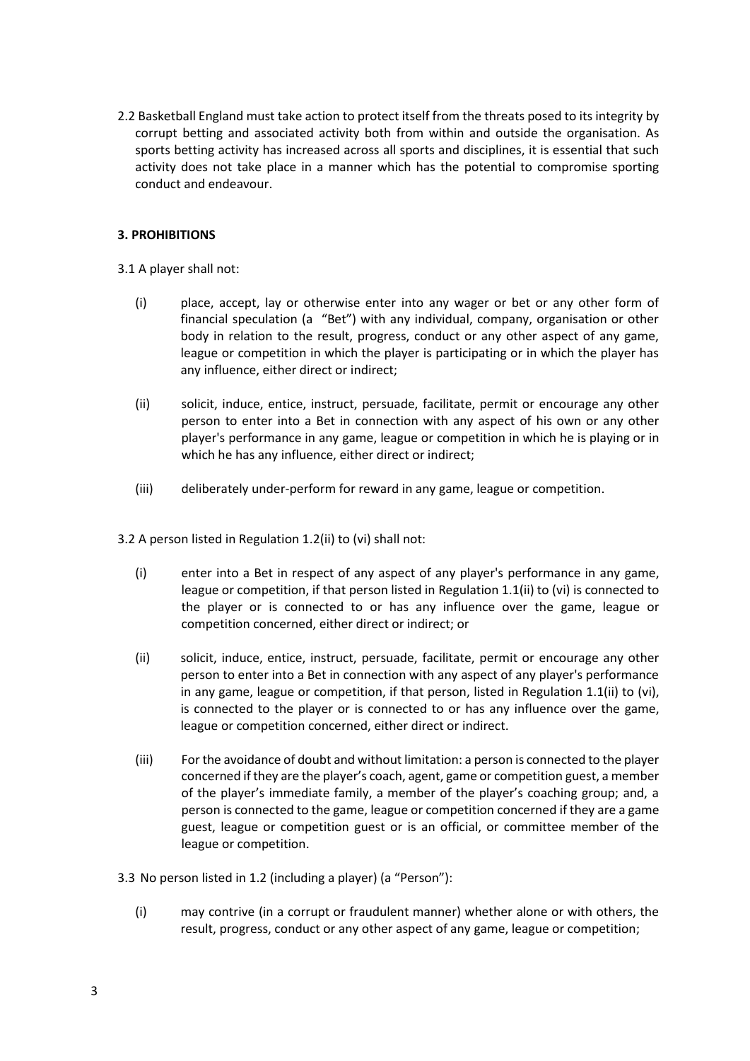2.2 Basketball England must take action to protect itself from the threats posed to its integrity by corrupt betting and associated activity both from within and outside the organisation. As sports betting activity has increased across all sports and disciplines, it is essential that such activity does not take place in a manner which has the potential to compromise sporting conduct and endeavour.

**3. PROHIBITIONS**

3.1 A player shall not:

(i) place, accept, lay or otherwise enter into any wager or bet or any other form of financial speculation (a "Bet") with any individual, company, organisation or other body in relation to the result, progress, conduct or any other aspect of any game, league or competition in which the player is participating or in which the player has any influence, either direct or indirect;

(ii) solicit, induce, entice, instruct, persuade, facilitate, permit or encourage any other person to enter into a Bet in connection with any aspect of his own or any other player's performance in any game, league or competition in which he is playing or in which he has any influence, either direct or indirect;

(iii) deliberately under-perform for reward in any game, league or competition.

3.2 A person listed in Regulation 1.2(ii) to (vi) shall not:

(i) enter into a Bet in respect of any aspect of any player's performance in any game, league or competition, if that person listed in Regulation 1.1(ii) to (vi) is connected to the player or is connected to or has any influence over the game, league or competition concerned, either direct or indirect; or

(ii) solicit, induce, entice, instruct, persuade, facilitate, permit or encourage any other person to enter into a Bet in connection with any aspect of any player's performance in any game, league or competition, if that person, listed in Regulation 1.1(ii) to (vi), is connected to the player or is connected to or has any influence over the game, league or competition concerned, either direct or indirect.

(iii) For the avoidance of doubt and without limitation: a person is connected to the player concerned if they are the player's coach, agent, game or competition guest, a member of the player's immediate family, a member of the player's coaching group; and, a person is connected to the game, league or competition concerned if they are a game guest, league or competition guest or is an official, or committee member of the league or competition.

3.3 No person listed in 1.2 (including a player) (a "Person"):

(i) may contrive (in a corrupt or fraudulent manner) whether alone or with others, the result, progress, conduct or any other aspect of any game, league or competition;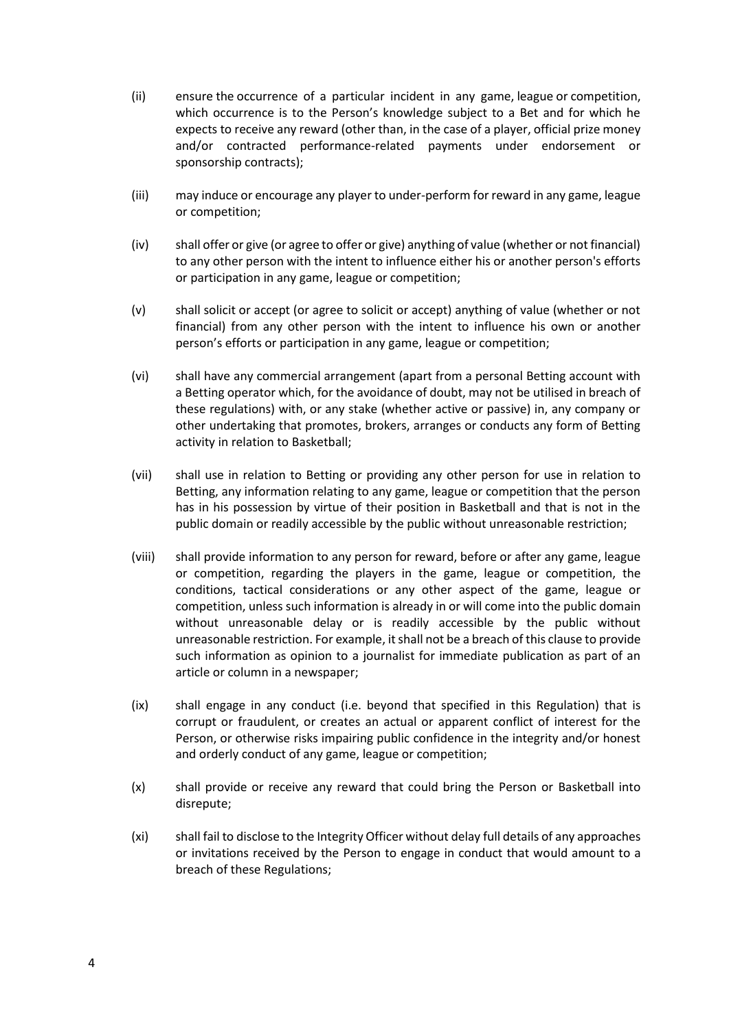(ii) ensure the occurrence of a particular incident in any game, league or competition, which occurrence is to the Person's knowledge subject to a Bet and for which he expects to receive any reward (other than, in the case of a player, official prize money and/or contracted performance-related payments under endorsement or sponsorship contracts);

(iii) may induce or encourage any player to under-perform for reward in any game, league or competition;

(iv) shall offer or give (or agree to offer or give) anything of value (whether or not financial) to any other person with the intent to influence either his or another person's efforts or participation in any game, league or competition;

(v) shall solicit or accept (or agree to solicit or accept) anything of value (whether or not financial) from any other person with the intent to influence his own or another person's efforts or participation in any game, league or competition;

(vi) shall have any commercial arrangement (apart from a personal Betting account with a Betting operator which, for the avoidance of doubt, may not be utilised in breach of these regulations) with, or any stake (whether active or passive) in, any company or other undertaking that promotes, brokers, arranges or conducts any form of Betting activity in relation to Basketball;

(vii) shall use in relation to Betting or providing any other person for use in relation to Betting, any information relating to any game, league or competition that the person has in his possession by virtue of their position in Basketball and that is not in the public domain or readily accessible by the public without unreasonable restriction;

(viii) shall provide information to any person for reward, before or after any game, league or competition, regarding the players in the game, league or competition, the conditions, tactical considerations or any other aspect of the game, league or competition, unless such information is already in or will come into the public domain without unreasonable delay or is readily accessible by the public without unreasonable restriction. For example, it shall not be a breach of this clause to provide such information as opinion to a journalist for immediate publication as part of an article or column in a newspaper;

(ix) shall engage in any conduct (i.e. beyond that specified in this Regulation) that is corrupt or fraudulent, or creates an actual or apparent conflict of interest for the Person, or otherwise risks impairing public confidence in the integrity and/or honest and orderly conduct of any game, league or competition;

(x) shall provide or receive any reward that could bring the Person or Basketball into disrepute;

(xi) shall fail to disclose to the Integrity Officer without delay full details of any approaches or invitations received by the Person to engage in conduct that would amount to a breach of these Regulations;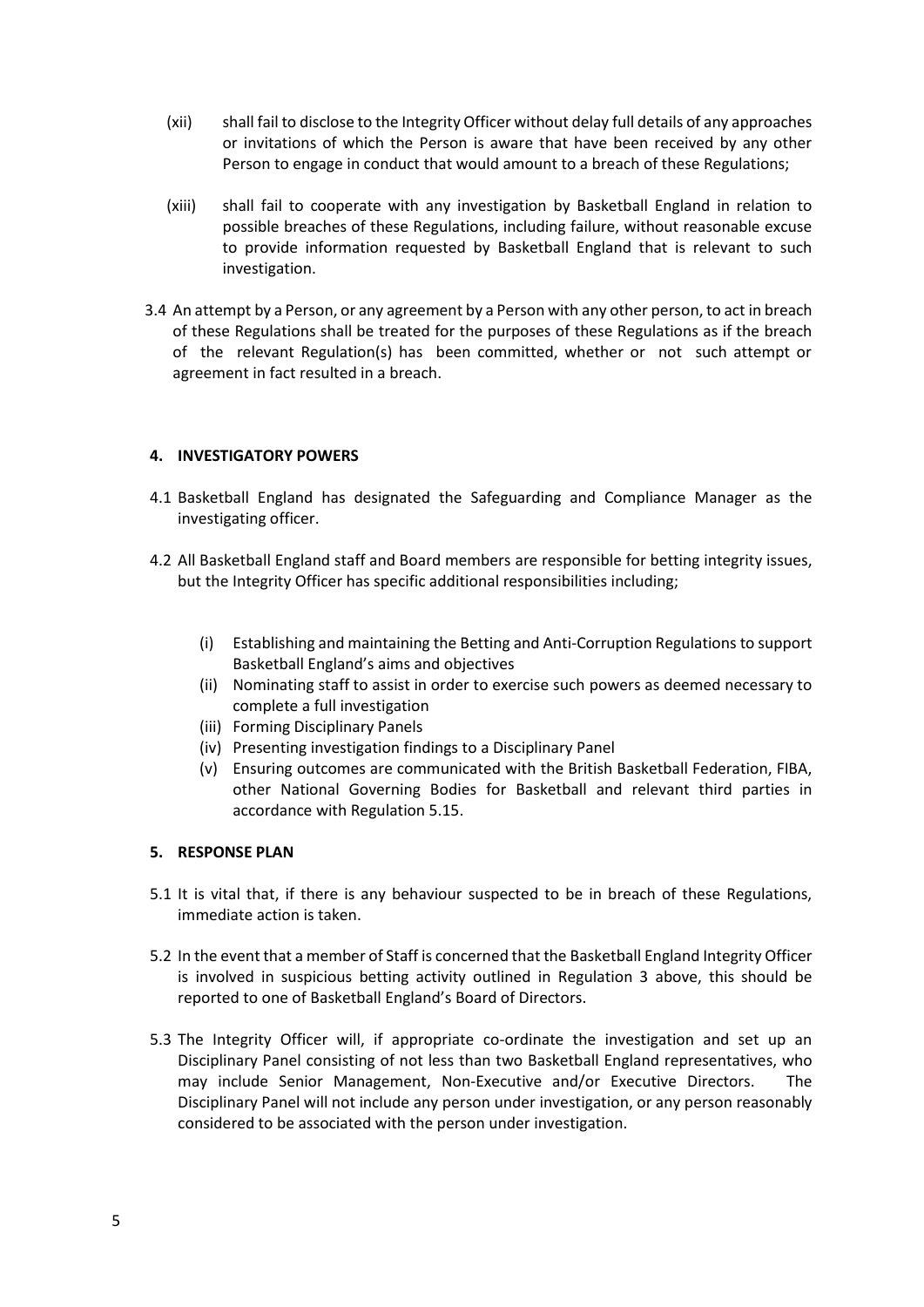(xii) shall fail to disclose to the Integrity Officer without delay full details of any approaches or invitations of which the Person is aware that have been received by any other Person to engage in conduct that would amount to a breach of these Regulations;

(xiii) shall fail to cooperate with any investigation by Basketball England in relation to possible breaches of these Regulations, including failure, without reasonable excuse to provide information requested by Basketball England that is relevant to such investigation.

3.4 An attempt by a Person, or any agreement by a Person with any other person, to act in breach of these Regulations shall be treated for the purposes of these Regulations as if the breach of the relevant Regulation(s) has been committed, whether or not such attempt or agreement in fact resulted in a breach.

## 4. INVESTIGATORY POWERS

4.1 Basketball England has designated the Safeguarding and Compliance Manager as the investigating officer.

4.2 All Basketball England staff and Board members are responsible for betting integrity issues, but the Integrity Officer has specific additional responsibilities including;

(i) Establishing and maintaining the Betting and Anti-Corruption Regulations to support Basketball England's aims and objectives
(ii) Nominating staff to assist in order to exercise such powers as deemed necessary to complete a full investigation
(iii) Forming Disciplinary Panels
(iv) Presenting investigation findings to a Disciplinary Panel
(v) Ensuring outcomes are communicated with the British Basketball Federation, FIBA, other National Governing Bodies for Basketball and relevant third parties in accordance with Regulation 5.15.

## 5. RESPONSE PLAN

5.1 It is vital that, if there is any behaviour suspected to be in breach of these Regulations, immediate action is taken.

5.2 In the event that a member of Staff is concerned that the Basketball England Integrity Officer is involved in suspicious betting activity outlined in Regulation 3 above, this should be reported to one of Basketball England's Board of Directors.

5.3 The Integrity Officer will, if appropriate co-ordinate the investigation and set up an Disciplinary Panel consisting of not less than two Basketball England representatives, who may include Senior Management, Non-Executive and/or Executive Directors. The Disciplinary Panel will not include any person under investigation, or any person reasonably considered to be associated with the person under investigation.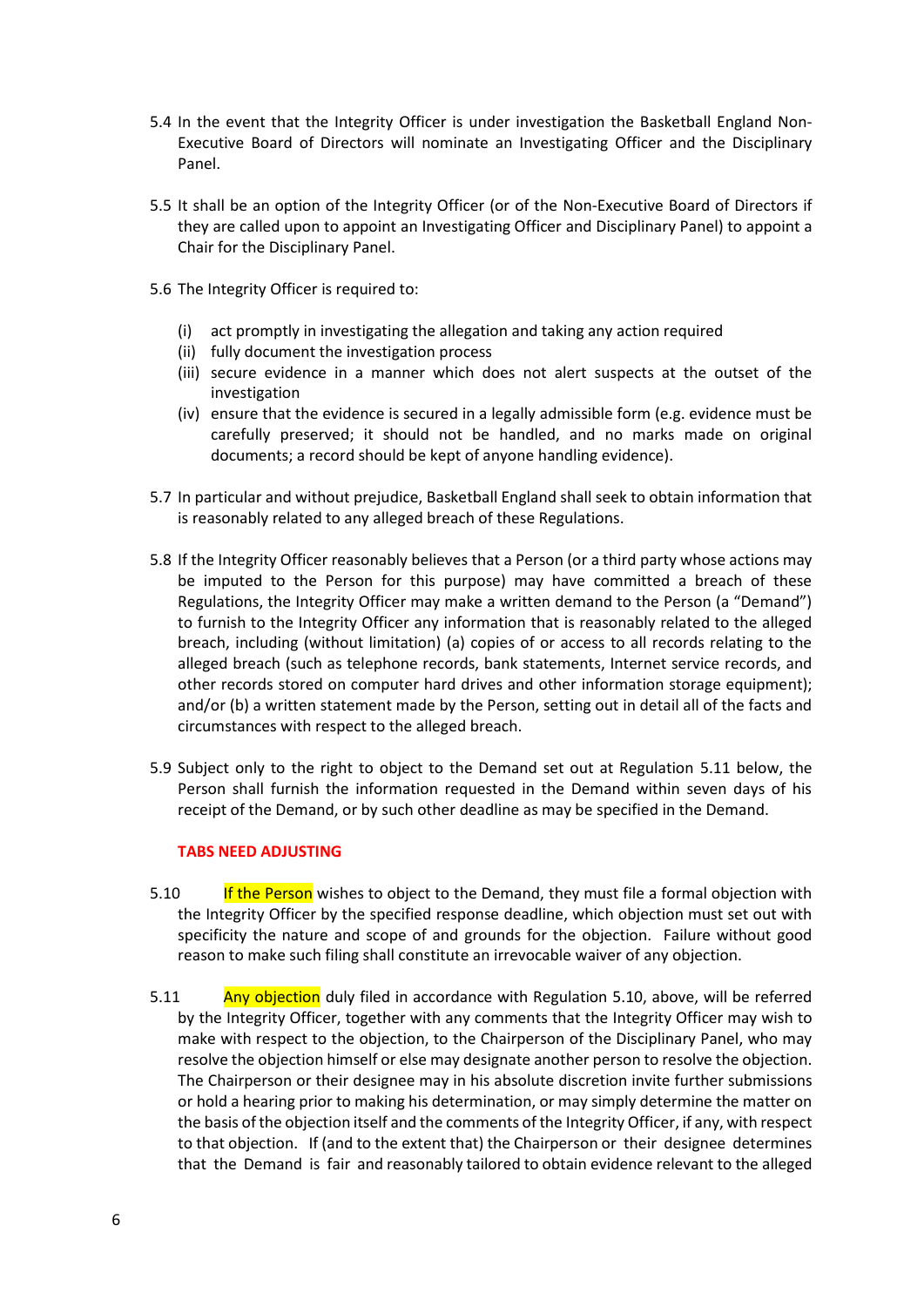5.4 In the event that the Integrity Officer is under investigation the Basketball England Non-Executive Board of Directors will nominate an Investigating Officer and the Disciplinary Panel.

5.5 It shall be an option of the Integrity Officer (or of the Non-Executive Board of Directors if they are called upon to appoint an Investigating Officer and Disciplinary Panel) to appoint a Chair for the Disciplinary Panel.

5.6 The Integrity Officer is required to:

- (i) act promptly in investigating the allegation and taking any action required
- (ii) fully document the investigation process
- (iii) secure evidence in a manner which does not alert suspects at the outset of the investigation
- (iv) ensure that the evidence is secured in a legally admissible form (e.g. evidence must be carefully preserved; it should not be handled, and no marks made on original documents; a record should be kept of anyone handling evidence).

5.7 In particular and without prejudice, Basketball England shall seek to obtain information that is reasonably related to any alleged breach of these Regulations.

5.8 If the Integrity Officer reasonably believes that a Person (or a third party whose actions may be imputed to the Person for this purpose) may have committed a breach of these Regulations, the Integrity Officer may make a written demand to the Person (a "Demand") to furnish to the Integrity Officer any information that is reasonably related to the alleged breach, including (without limitation) (a) copies of or access to all records relating to the alleged breach (such as telephone records, bank statements, Internet service records, and other records stored on computer hard drives and other information storage equipment); and/or (b) a written statement made by the Person, setting out in detail all of the facts and circumstances with respect to the alleged breach.

5.9 Subject only to the right to object to the Demand set out at Regulation 5.11 below, the Person shall furnish the information requested in the Demand within seven days of his receipt of the Demand, or by such other deadline as may be specified in the Demand.

**TABS NEED ADJUSTING**

5.10 If the Person wishes to object to the Demand, they must file a formal objection with the Integrity Officer by the specified response deadline, which objection must set out with specificity the nature and scope of and grounds for the objection. Failure without good reason to make such filing shall constitute an irrevocable waiver of any objection.

5.11 Any objection duly filed in accordance with Regulation 5.10, above, will be referred by the Integrity Officer, together with any comments that the Integrity Officer may wish to make with respect to the objection, to the Chairperson of the Disciplinary Panel, who may resolve the objection himself or else may designate another person to resolve the objection. The Chairperson or their designee may in his absolute discretion invite further submissions or hold a hearing prior to making his determination, or may simply determine the matter on the basis of the objection itself and the comments of the Integrity Officer, if any, with respect to that objection. If (and to the extent that) the Chairperson or their designee determines that the Demand is fair and reasonably tailored to obtain evidence relevant to the alleged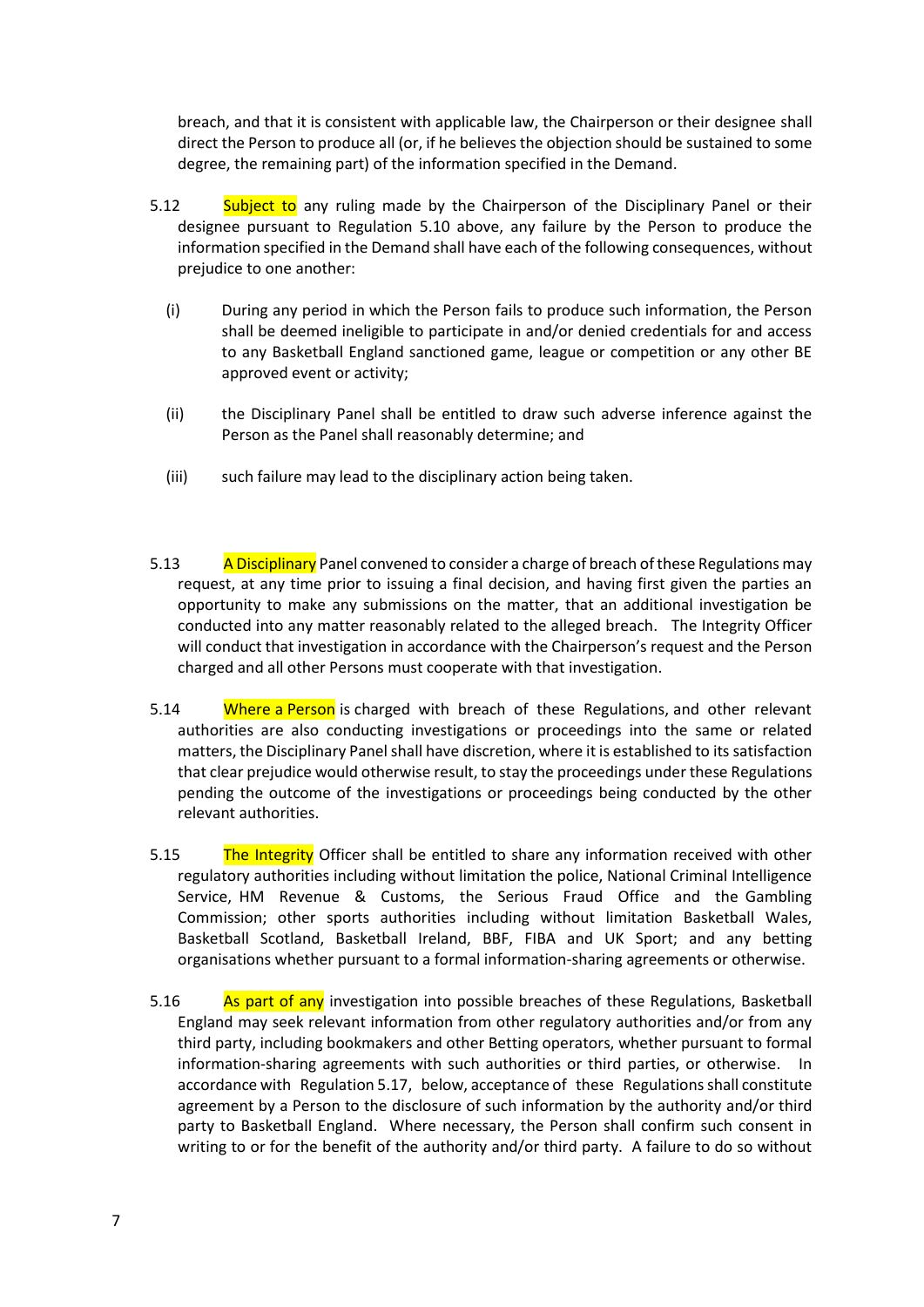breach, and that it is consistent with applicable law, the Chairperson or their designee shall direct the Person to produce all (or, if he believes the objection should be sustained to some degree, the remaining part) of the information specified in the Demand.

5.12 Subject to any ruling made by the Chairperson of the Disciplinary Panel or their designee pursuant to Regulation 5.10 above, any failure by the Person to produce the information specified in the Demand shall have each of the following consequences, without prejudice to one another:

(i) During any period in which the Person fails to produce such information, the Person shall be deemed ineligible to participate in and/or denied credentials for and access to any Basketball England sanctioned game, league or competition or any other BE approved event or activity;

(ii) the Disciplinary Panel shall be entitled to draw such adverse inference against the Person as the Panel shall reasonably determine; and

(iii) such failure may lead to the disciplinary action being taken.

5.13 A Disciplinary Panel convened to consider a charge of breach of these Regulations may request, at any time prior to issuing a final decision, and having first given the parties an opportunity to make any submissions on the matter, that an additional investigation be conducted into any matter reasonably related to the alleged breach. The Integrity Officer will conduct that investigation in accordance with the Chairperson's request and the Person charged and all other Persons must cooperate with that investigation.

5.14 Where a Person is charged with breach of these Regulations, and other relevant authorities are also conducting investigations or proceedings into the same or related matters, the Disciplinary Panel shall have discretion, where it is established to its satisfaction that clear prejudice would otherwise result, to stay the proceedings under these Regulations pending the outcome of the investigations or proceedings being conducted by the other relevant authorities.

5.15 The Integrity Officer shall be entitled to share any information received with other regulatory authorities including without limitation the police, National Criminal Intelligence Service, HM Revenue & Customs, the Serious Fraud Office and the Gambling Commission; other sports authorities including without limitation Basketball Wales, Basketball Scotland, Basketball Ireland, BBF, FIBA and UK Sport; and any betting organisations whether pursuant to a formal information-sharing agreements or otherwise.

5.16 As part of any investigation into possible breaches of these Regulations, Basketball England may seek relevant information from other regulatory authorities and/or from any third party, including bookmakers and other Betting operators, whether pursuant to formal information-sharing agreements with such authorities or third parties, or otherwise. In accordance with Regulation 5.17, below, acceptance of these Regulations shall constitute agreement by a Person to the disclosure of such information by the authority and/or third party to Basketball England. Where necessary, the Person shall confirm such consent in writing to or for the benefit of the authority and/or third party. A failure to do so without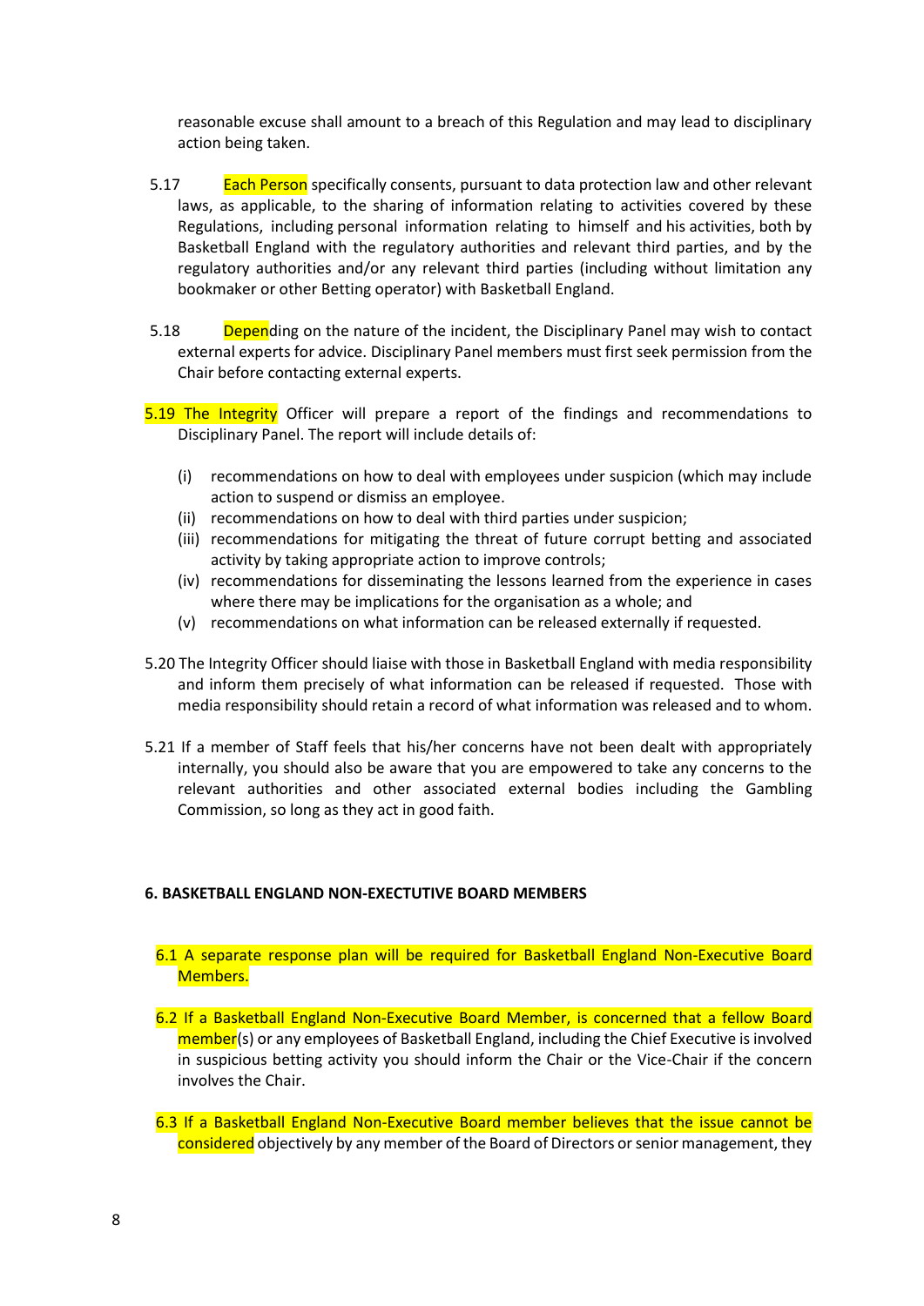reasonable excuse shall amount to a breach of this Regulation and may lead to disciplinary action being taken.

5.17 Each Person specifically consents, pursuant to data protection law and other relevant laws, as applicable, to the sharing of information relating to activities covered by these Regulations, including personal information relating to himself and his activities, both by Basketball England with the regulatory authorities and relevant third parties, and by the regulatory authorities and/or any relevant third parties (including without limitation any bookmaker or other Betting operator) with Basketball England.

5.18 Depending on the nature of the incident, the Disciplinary Panel may wish to contact external experts for advice. Disciplinary Panel members must first seek permission from the Chair before contacting external experts.

5.19 The Integrity Officer will prepare a report of the findings and recommendations to Disciplinary Panel. The report will include details of:

- (i) recommendations on how to deal with employees under suspicion (which may include action to suspend or dismiss an employee.
- (ii) recommendations on how to deal with third parties under suspicion;
- (iii) recommendations for mitigating the threat of future corrupt betting and associated activity by taking appropriate action to improve controls;
- (iv) recommendations for disseminating the lessons learned from the experience in cases where there may be implications for the organisation as a whole; and
- (v) recommendations on what information can be released externally if requested.

5.20 The Integrity Officer should liaise with those in Basketball England with media responsibility and inform them precisely of what information can be released if requested. Those with media responsibility should retain a record of what information was released and to whom.

5.21 If a member of Staff feels that his/her concerns have not been dealt with appropriately internally, you should also be aware that you are empowered to take any concerns to the relevant authorities and other associated external bodies including the Gambling Commission, so long as they act in good faith.

**6. BASKETBALL ENGLAND NON-EXETUTIVE BOARD MEMBERS**

6.1 A separate response plan will be required for Basketball England Non-Executive Board Members.

6.2 If a Basketball England Non-Executive Board Member, is concerned that a fellow Board member(s) or any employees of Basketball England, including the Chief Executive is involved in suspicious betting activity you should inform the Chair or the Vice-Chair if the concern involves the Chair.

6.3 If a Basketball England Non-Executive Board member believes that the issue cannot be considered objectively by any member of the Board of Directors or senior management, they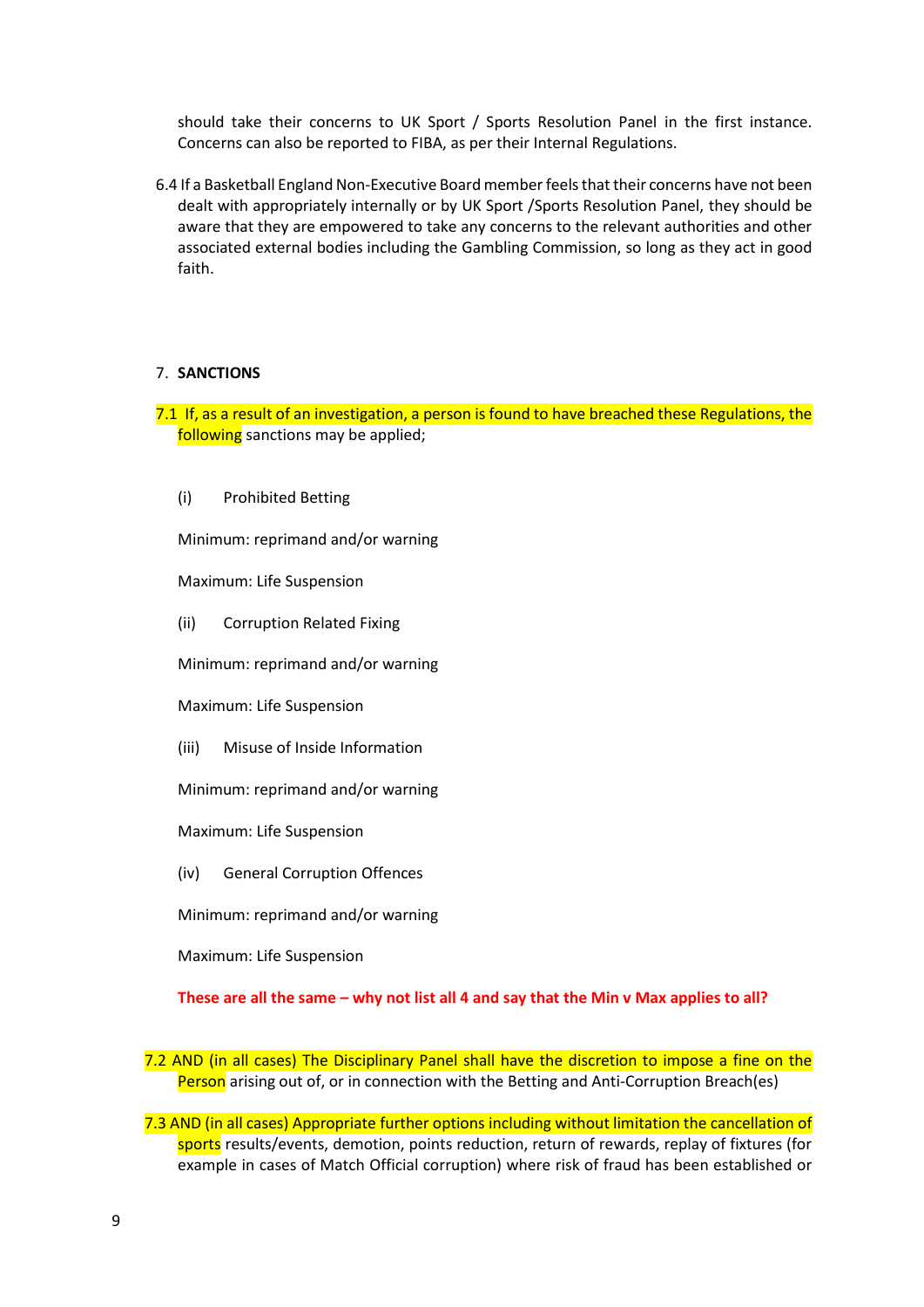should take their concerns to UK Sport / Sports Resolution Panel in the first instance. Concerns can also be reported to FIBA, as per their Internal Regulations.

6.4 If a Basketball England Non-Executive Board member feels that their concerns have not been dealt with appropriately internally or by UK Sport /Sports Resolution Panel, they should be aware that they are empowered to take any concerns to the relevant authorities and other associated external bodies including the Gambling Commission, so long as they act in good faith.

## 7. SANCTIONS

7.1 If, as a result of an investigation, a person is found to have breached these Regulations, the following sanctions may be applied;

(i) Prohibited Betting

Minimum: reprimand and/or warning

Maximum: Life Suspension

(ii) Corruption Related Fixing

Minimum: reprimand and/or warning

Maximum: Life Suspension

(iii) Misuse of Inside Information

Minimum: reprimand and/or warning

Maximum: Life Suspension

(iv) General Corruption Offences

Minimum: reprimand and/or warning

Maximum: Life Suspension

**These are all the same – why not list all 4 and say that the Min v Max applies to all?**

7.2 AND (in all cases) The Disciplinary Panel shall have the discretion to impose a fine on the Person arising out of, or in connection with the Betting and Anti-Corruption Breach(es)

7.3 AND (in all cases) Appropriate further options including without limitation the cancellation of sports results/events, demotion, points reduction, return of rewards, replay of fixtures (for example in cases of Match Official corruption) where risk of fraud has been established or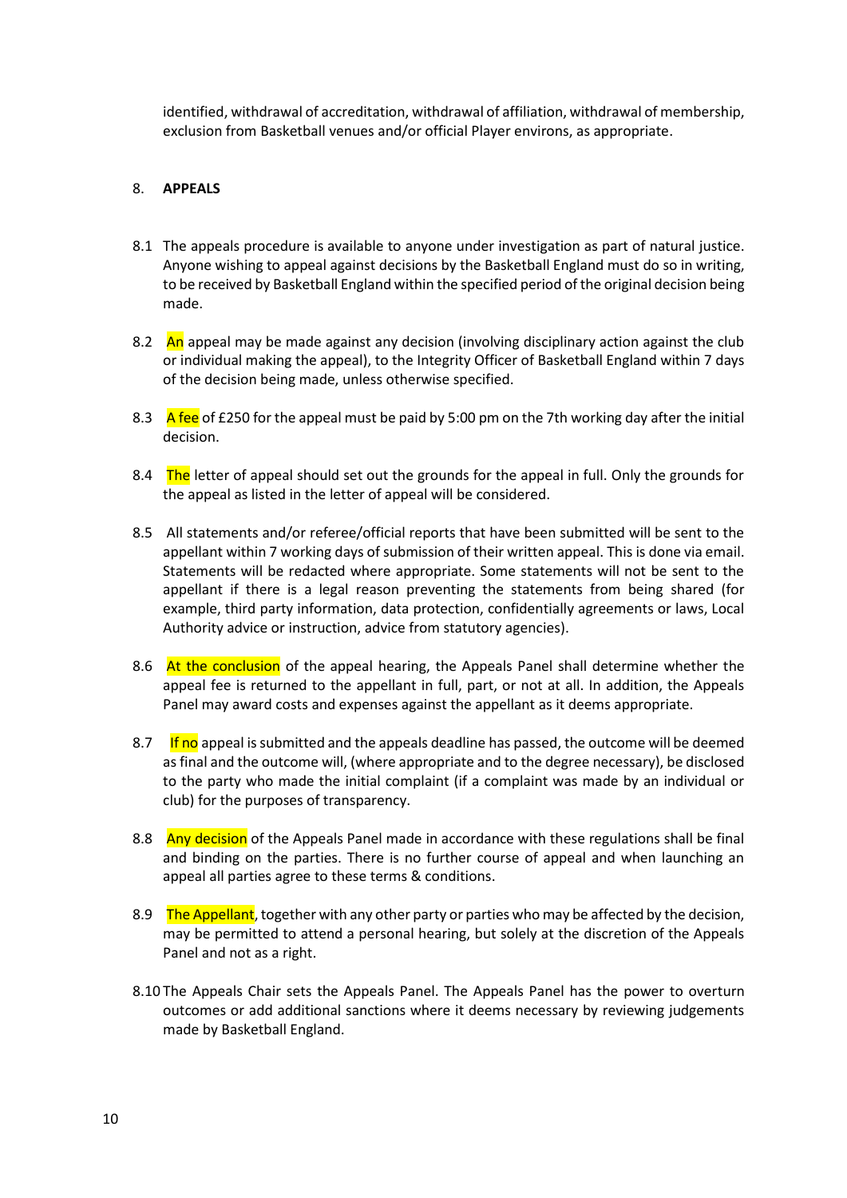identified, withdrawal of accreditation, withdrawal of affiliation, withdrawal of membership, exclusion from Basketball venues and/or official Player environs, as appropriate.

8. **APPEALS**

8.1 The appeals procedure is available to anyone under investigation as part of natural justice. Anyone wishing to appeal against decisions by the Basketball England must do so in writing, to be received by Basketball England within the specified period of the original decision being made.

8.2 An appeal may be made against any decision (involving disciplinary action against the club or individual making the appeal), to the Integrity Officer of Basketball England within 7 days of the decision being made, unless otherwise specified.

8.3 A fee of £250 for the appeal must be paid by 5:00 pm on the 7th working day after the initial decision.

8.4 The letter of appeal should set out the grounds for the appeal in full. Only the grounds for the appeal as listed in the letter of appeal will be considered.

8.5 All statements and/or referee/official reports that have been submitted will be sent to the appellant within 7 working days of submission of their written appeal. This is done via email. Statements will be redacted where appropriate. Some statements will not be sent to the appellant if there is a legal reason preventing the statements from being shared (for example, third party information, data protection, confidentially agreements or laws, Local Authority advice or instruction, advice from statutory agencies).

8.6 At the conclusion of the appeal hearing, the Appeals Panel shall determine whether the appeal fee is returned to the appellant in full, part, or not at all. In addition, the Appeals Panel may award costs and expenses against the appellant as it deems appropriate.

8.7 If no appeal is submitted and the appeals deadline has passed, the outcome will be deemed as final and the outcome will, (where appropriate and to the degree necessary), be disclosed to the party who made the initial complaint (if a complaint was made by an individual or club) for the purposes of transparency.

8.8 Any decision of the Appeals Panel made in accordance with these regulations shall be final and binding on the parties. There is no further course of appeal and when launching an appeal all parties agree to these terms & conditions.

8.9 The Appellant, together with any other party or parties who may be affected by the decision, may be permitted to attend a personal hearing, but solely at the discretion of the Appeals Panel and not as a right.

8.10 The Appeals Chair sets the Appeals Panel. The Appeals Panel has the power to overturn outcomes or add additional sanctions where it deems necessary by reviewing judgements made by Basketball England.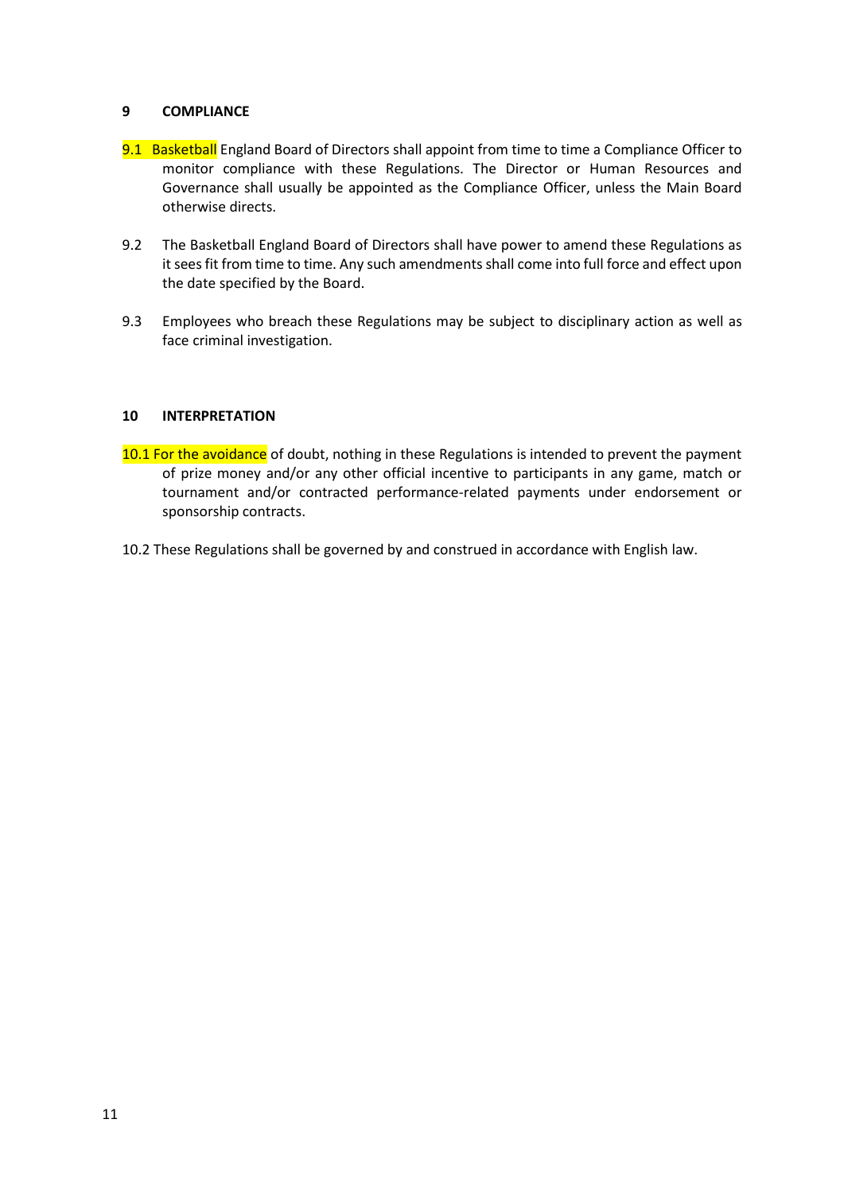## 9 COMPLIANCE

9.1 Basketball England Board of Directors shall appoint from time to time a Compliance Officer to monitor compliance with these Regulations. The Director or Human Resources and Governance shall usually be appointed as the Compliance Officer, unless the Main Board otherwise directs.

9.2 The Basketball England Board of Directors shall have power to amend these Regulations as it sees fit from time to time. Any such amendments shall come into full force and effect upon the date specified by the Board.

9.3 Employees who breach these Regulations may be subject to disciplinary action as well as face criminal investigation.

## 10 INTERPRETATION

10.1 For the avoidance of doubt, nothing in these Regulations is intended to prevent the payment of prize money and/or any other official incentive to participants in any game, match or tournament and/or contracted performance-related payments under endorsement or sponsorship contracts.

10.2 These Regulations shall be governed by and construed in accordance with English law.